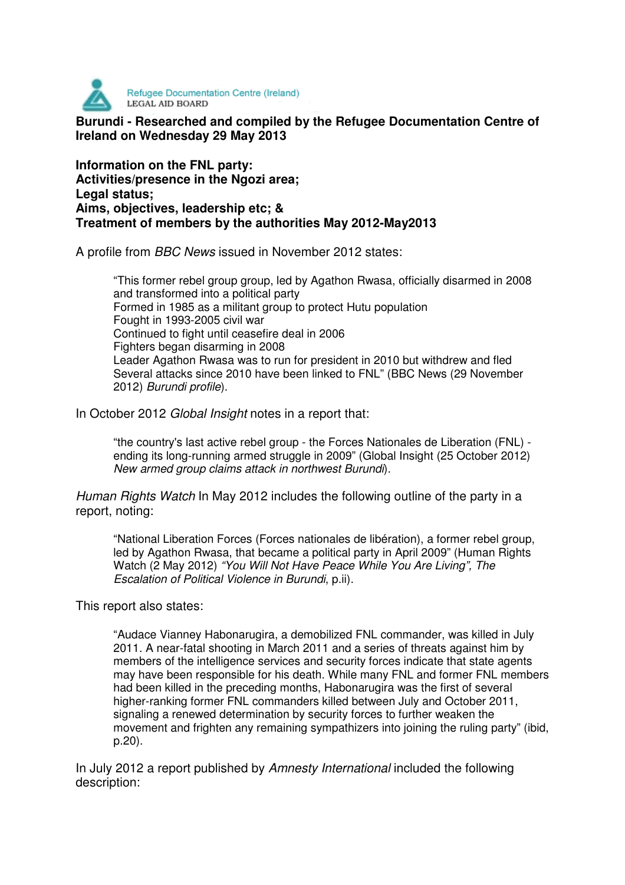Refugee Documentation Centre (Ireland)
LEGAL AID BOARD

**Burundi - Researched and compiled by the Refugee Documentation Centre of Ireland on Wednesday 29 May 2013**

**Information on the FNL party:**
**Activities/presence in the Ngozi area;**
**Legal status;**
**Aims, objectives, leadership etc; &**
**Treatment of members by the authorities May 2012-May2013**

A profile from *BBC News* issued in November 2012 states:

> "This former rebel group group, led by Agathon Rwasa, officially disarmed in 2008 and transformed into a political party
> Formed in 1985 as a militant group to protect Hutu population
> Fought in 1993-2005 civil war
> Continued to fight until ceasefire deal in 2006
> Fighters began disarming in 2008
> Leader Agathon Rwasa was to run for president in 2010 but withdrew and fled
> Several attacks since 2010 have been linked to FNL" (BBC News (29 November 2012) *Burundi profile*).

In October 2012 *Global Insight* notes in a report that:

> "the country's last active rebel group - the Forces Nationales de Liberation (FNL) - ending its long-running armed struggle in 2009" (Global Insight (25 October 2012) *New armed group claims attack in northwest Burundi*).

*Human Rights Watch* In May 2012 includes the following outline of the party in a report, noting:

> "National Liberation Forces (Forces nationales de libération), a former rebel group, led by Agathon Rwasa, that became a political party in April 2009" (Human Rights Watch (2 May 2012) *"You Will Not Have Peace While You Are Living", The Escalation of Political Violence in Burundi*, p.ii).

This report also states:

> "Audace Vianney Habonarugira, a demobilized FNL commander, was killed in July 2011. A near-fatal shooting in March 2011 and a series of threats against him by members of the intelligence services and security forces indicate that state agents may have been responsible for his death. While many FNL and former FNL members had been killed in the preceding months, Habonarugira was the first of several higher-ranking former FNL commanders killed between July and October 2011, signaling a renewed determination by security forces to further weaken the movement and frighten any remaining sympathizers into joining the ruling party" (ibid, p.20).

In July 2012 a report published by *Amnesty International* included the following description: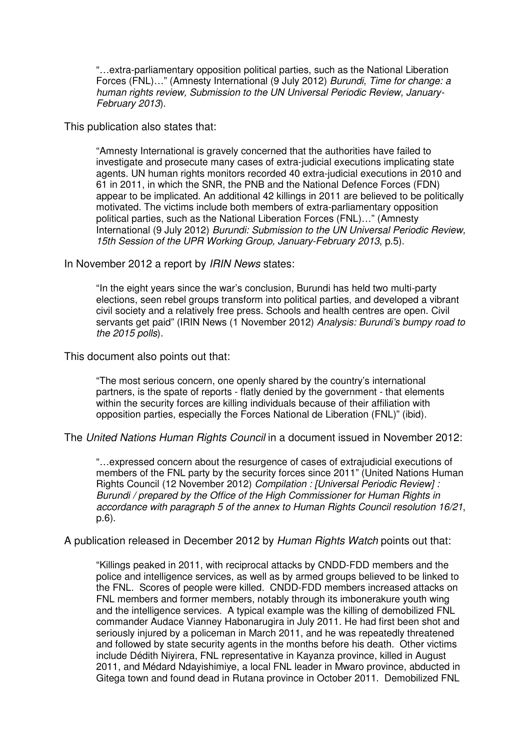> "…extra-parliamentary opposition political parties, such as the National Liberation Forces (FNL)…" (Amnesty International (9 July 2012) *Burundi, Time for change: a human rights review, Submission to the UN Universal Periodic Review, January-February 2013*).

This publication also states that:

> "Amnesty International is gravely concerned that the authorities have failed to investigate and prosecute many cases of extra-judicial executions implicating state agents. UN human rights monitors recorded 40 extra-judicial executions in 2010 and 61 in 2011, in which the SNR, the PNB and the National Defence Forces (FDN) appear to be implicated. An additional 42 killings in 2011 are believed to be politically motivated. The victims include both members of extra-parliamentary opposition political parties, such as the National Liberation Forces (FNL)…" (Amnesty International (9 July 2012) *Burundi: Submission to the UN Universal Periodic Review, 15th Session of the UPR Working Group, January-February 2013*, p.5).

In November 2012 a report by *IRIN News* states:

> "In the eight years since the war's conclusion, Burundi has held two multi-party elections, seen rebel groups transform into political parties, and developed a vibrant civil society and a relatively free press. Schools and health centres are open. Civil servants get paid" (IRIN News (1 November 2012) *Analysis: Burundi's bumpy road to the 2015 polls*).

This document also points out that:

> "The most serious concern, one openly shared by the country's international partners, is the spate of reports - flatly denied by the government - that elements within the security forces are killing individuals because of their affiliation with opposition parties, especially the Forces National de Liberation (FNL)" (ibid).

The *United Nations Human Rights Council* in a document issued in November 2012:

> "…expressed concern about the resurgence of cases of extrajudicial executions of members of the FNL party by the security forces since 2011" (United Nations Human Rights Council (12 November 2012) *Compilation : [Universal Periodic Review] : Burundi / prepared by the Office of the High Commissioner for Human Rights in accordance with paragraph 5 of the annex to Human Rights Council resolution 16/21*, p.6).

A publication released in December 2012 by *Human Rights Watch* points out that:

> "Killings peaked in 2011, with reciprocal attacks by CNDD-FDD members and the police and intelligence services, as well as by armed groups believed to be linked to the FNL. Scores of people were killed. CNDD-FDD members increased attacks on FNL members and former members, notably through its imbonerakure youth wing and the intelligence services. A typical example was the killing of demobilized FNL commander Audace Vianney Habonarugira in July 2011. He had first been shot and seriously injured by a policeman in March 2011, and he was repeatedly threatened and followed by state security agents in the months before his death. Other victims include Dédith Niyirera, FNL representative in Kayanza province, killed in August 2011, and Médard Ndayishimiye, a local FNL leader in Mwaro province, abducted in Gitega town and found dead in Rutana province in October 2011. Demobilized FNL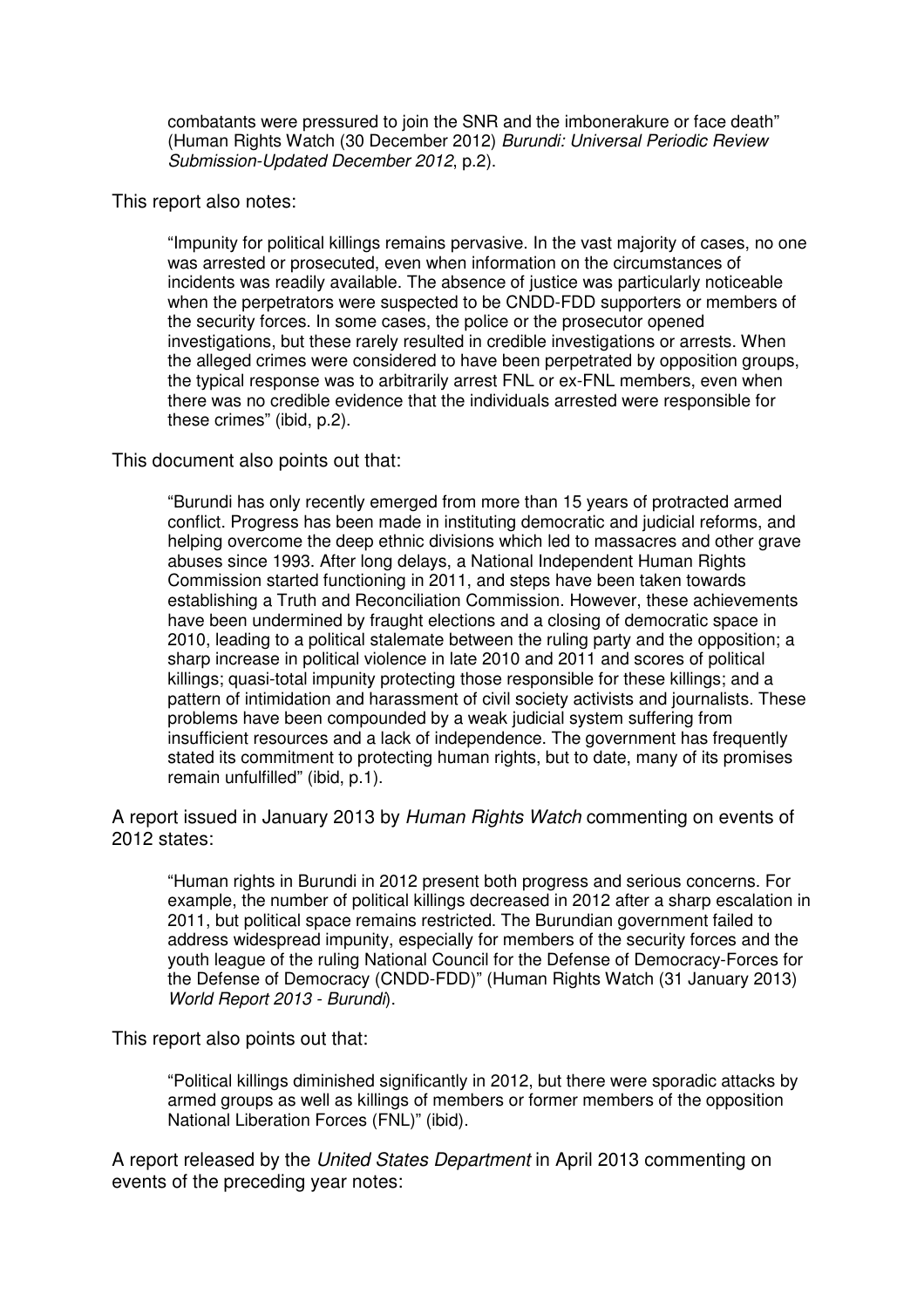> combatants were pressured to join the SNR and the imbonerakure or face death" (Human Rights Watch (30 December 2012) *Burundi: Universal Periodic Review Submission-Updated December 2012*, p.2).

This report also notes:

> "Impunity for political killings remains pervasive. In the vast majority of cases, no one was arrested or prosecuted, even when information on the circumstances of incidents was readily available. The absence of justice was particularly noticeable when the perpetrators were suspected to be CNDD-FDD supporters or members of the security forces. In some cases, the police or the prosecutor opened investigations, but these rarely resulted in credible investigations or arrests. When the alleged crimes were considered to have been perpetrated by opposition groups, the typical response was to arbitrarily arrest FNL or ex-FNL members, even when there was no credible evidence that the individuals arrested were responsible for these crimes" (ibid, p.2).

This document also points out that:

> "Burundi has only recently emerged from more than 15 years of protracted armed conflict. Progress has been made in instituting democratic and judicial reforms, and helping overcome the deep ethnic divisions which led to massacres and other grave abuses since 1993. After long delays, a National Independent Human Rights Commission started functioning in 2011, and steps have been taken towards establishing a Truth and Reconciliation Commission. However, these achievements have been undermined by fraught elections and a closing of democratic space in 2010, leading to a political stalemate between the ruling party and the opposition; a sharp increase in political violence in late 2010 and 2011 and scores of political killings; quasi-total impunity protecting those responsible for these killings; and a pattern of intimidation and harassment of civil society activists and journalists. These problems have been compounded by a weak judicial system suffering from insufficient resources and a lack of independence. The government has frequently stated its commitment to protecting human rights, but to date, many of its promises remain unfulfilled" (ibid, p.1).

A report issued in January 2013 by *Human Rights Watch* commenting on events of 2012 states:

> "Human rights in Burundi in 2012 present both progress and serious concerns. For example, the number of political killings decreased in 2012 after a sharp escalation in 2011, but political space remains restricted. The Burundian government failed to address widespread impunity, especially for members of the security forces and the youth league of the ruling National Council for the Defense of Democracy-Forces for the Defense of Democracy (CNDD-FDD)" (Human Rights Watch (31 January 2013) *World Report 2013 - Burundi*).

This report also points out that:

> "Political killings diminished significantly in 2012, but there were sporadic attacks by armed groups as well as killings of members or former members of the opposition National Liberation Forces (FNL)" (ibid).

A report released by the *United States Department* in April 2013 commenting on events of the preceding year notes: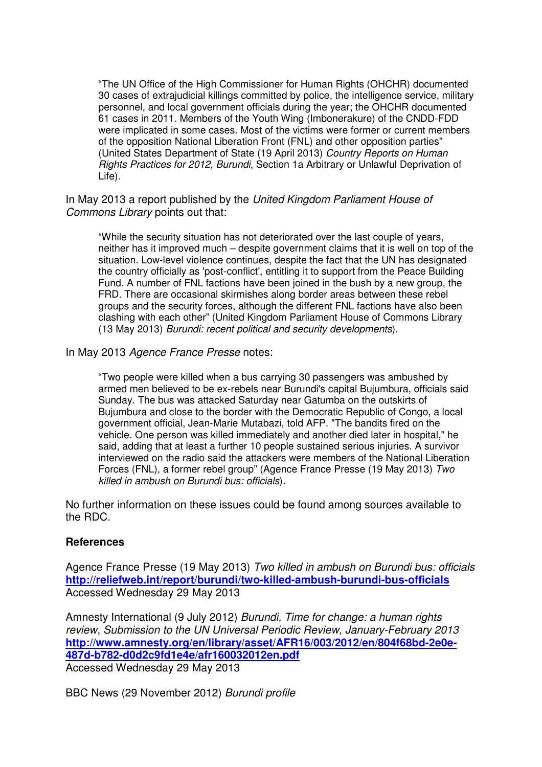> "The UN Office of the High Commissioner for Human Rights (OHCHR) documented 30 cases of extrajudicial killings committed by police, the intelligence service, military personnel, and local government officials during the year; the OHCHR documented 61 cases in 2011. Members of the Youth Wing (Imbonerakure) of the CNDD-FDD were implicated in some cases. Most of the victims were former or current members of the opposition National Liberation Front (FNL) and other opposition parties" (United States Department of State (19 April 2013) *Country Reports on Human Rights Practices for 2012, Burundi*, Section 1a Arbitrary or Unlawful Deprivation of Life).

In May 2013 a report published by the *United Kingdom Parliament House of Commons Library* points out that:

> "While the security situation has not deteriorated over the last couple of years, neither has it improved much – despite government claims that it is well on top of the situation. Low-level violence continues, despite the fact that the UN has designated the country officially as 'post-conflict', entitling it to support from the Peace Building Fund. A number of FNL factions have been joined in the bush by a new group, the FRD. There are occasional skirmishes along border areas between these rebel groups and the security forces, although the different FNL factions have also been clashing with each other" (United Kingdom Parliament House of Commons Library (13 May 2013) *Burundi: recent political and security developments*).

In May 2013 *Agence France Presse* notes:

> "Two people were killed when a bus carrying 30 passengers was ambushed by armed men believed to be ex-rebels near Burundi's capital Bujumbura, officials said Sunday. The bus was attacked Saturday near Gatumba on the outskirts of Bujumbura and close to the border with the Democratic Republic of Congo, a local government official, Jean-Marie Mutabazi, told AFP. "The bandits fired on the vehicle. One person was killed immediately and another died later in hospital," he said, adding that at least a further 10 people sustained serious injuries. A survivor interviewed on the radio said the attackers were members of the National Liberation Forces (FNL), a former rebel group" (Agence France Presse (19 May 2013) *Two killed in ambush on Burundi bus: officials*).

No further information on these issues could be found among sources available to the RDC.

**References**

Agence France Presse (19 May 2013) *Two killed in ambush on Burundi bus: officials*
**http://reliefweb.int/report/burundi/two-killed-ambush-burundi-bus-officials**
Accessed Wednesday 29 May 2013

Amnesty International (9 July 2012) *Burundi, Time for change: a human rights review, Submission to the UN Universal Periodic Review, January-February 2013*
**http://www.amnesty.org/en/library/asset/AFR16/003/2012/en/804f68bd-2e0e-487d-b782-d0d2c9fd1e4e/afr160032012en.pdf**
Accessed Wednesday 29 May 2013

BBC News (29 November 2012) *Burundi profile*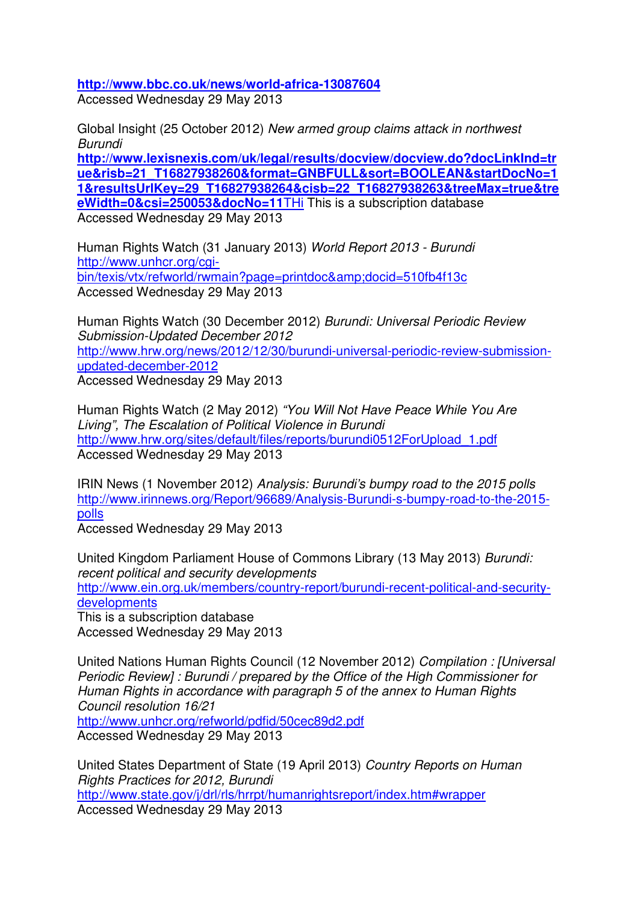**http://www.bbc.co.uk/news/world-africa-13087604**
Accessed Wednesday 29 May 2013

Global Insight (25 October 2012) *New armed group claims attack in northwest Burundi*
**http://www.lexisnexis.com/uk/legal/results/docview/docview.do?docLinkInd=true&risb=21_T16827938260&format=GNBFULL&sort=BOOLEAN&startDocNo=11&resultsUrlKey=29_T16827938264&cisb=22_T16827938263&treeMax=true&treeWidth=0&csi=250053&docNo=11**THi This is a subscription database
Accessed Wednesday 29 May 2013

Human Rights Watch (31 January 2013) *World Report 2013 - Burundi*
http://www.unhcr.org/cgi-bin/texis/vtx/refworld/rwmain?page=printdoc&amp;docid=510fb4f13c
Accessed Wednesday 29 May 2013

Human Rights Watch (30 December 2012) *Burundi: Universal Periodic Review Submission-Updated December 2012*
http://www.hrw.org/news/2012/12/30/burundi-universal-periodic-review-submission-updated-december-2012
Accessed Wednesday 29 May 2013

Human Rights Watch (2 May 2012) *"You Will Not Have Peace While You Are Living", The Escalation of Political Violence in Burundi*
http://www.hrw.org/sites/default/files/reports/burundi0512ForUpload_1.pdf
Accessed Wednesday 29 May 2013

IRIN News (1 November 2012) *Analysis: Burundi's bumpy road to the 2015 polls*
http://www.irinnews.org/Report/96689/Analysis-Burundi-s-bumpy-road-to-the-2015-polls
Accessed Wednesday 29 May 2013

United Kingdom Parliament House of Commons Library (13 May 2013) *Burundi: recent political and security developments*
http://www.ein.org.uk/members/country-report/burundi-recent-political-and-security-developments
This is a subscription database
Accessed Wednesday 29 May 2013

United Nations Human Rights Council (12 November 2012) *Compilation : [Universal Periodic Review] : Burundi / prepared by the Office of the High Commissioner for Human Rights in accordance with paragraph 5 of the annex to Human Rights Council resolution 16/21*
http://www.unhcr.org/refworld/pdfid/50cec89d2.pdf
Accessed Wednesday 29 May 2013

United States Department of State (19 April 2013) *Country Reports on Human Rights Practices for 2012, Burundi*
http://www.state.gov/j/drl/rls/hrrpt/humanrightsreport/index.htm#wrapper
Accessed Wednesday 29 May 2013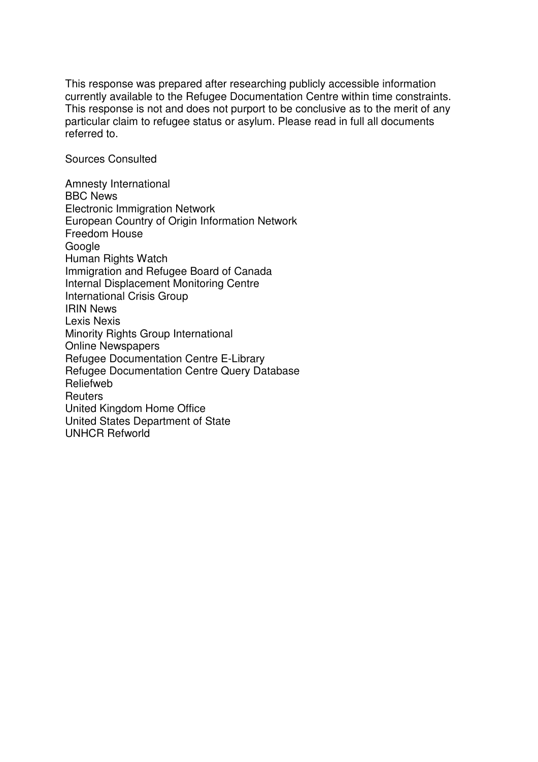This response was prepared after researching publicly accessible information currently available to the Refugee Documentation Centre within time constraints. This response is not and does not purport to be conclusive as to the merit of any particular claim to refugee status or asylum. Please read in full all documents referred to.

Sources Consulted

Amnesty International
BBC News
Electronic Immigration Network
European Country of Origin Information Network
Freedom House
Google
Human Rights Watch
Immigration and Refugee Board of Canada
Internal Displacement Monitoring Centre
International Crisis Group
IRIN News
Lexis Nexis
Minority Rights Group International
Online Newspapers
Refugee Documentation Centre E-Library
Refugee Documentation Centre Query Database
Reliefweb
Reuters
United Kingdom Home Office
United States Department of State
UNHCR Refworld